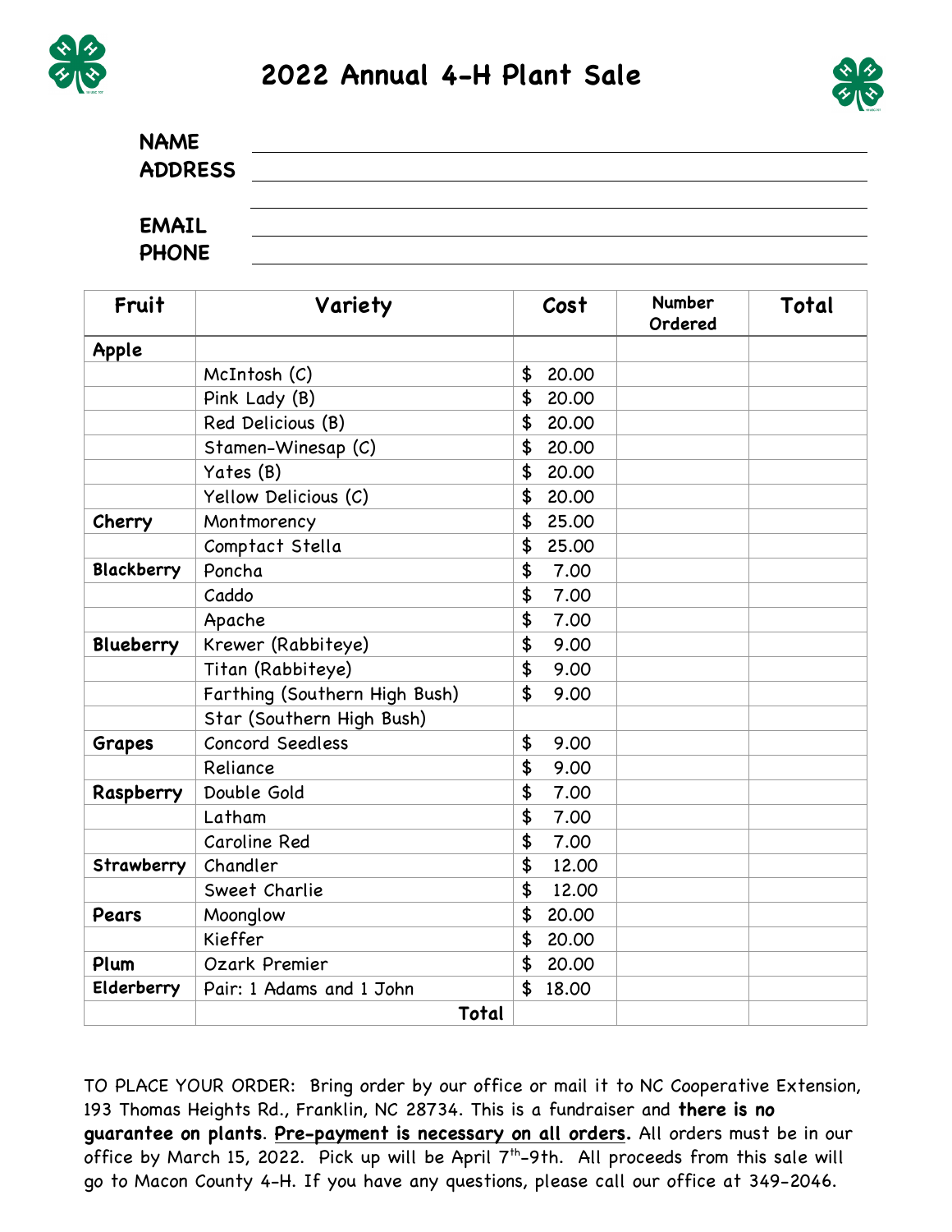# 2022 Annual 4-H Plant Sale

**NAME** \_\_\_\_\_\_\_\_\_\_\_\_\_\_\_\_\_\_\_\_\_\_\_\_\_\_\_\_\_\_\_\_\_\_\_\_\_\_\_\_

**ADDRESS** \_\_\_\_\_\_\_\_\_\_\_\_\_\_\_\_\_\_\_\_\_\_\_\_\_\_\_\_\_\_\_\_\_\_\_\_\_\_\_\_

\_\_\_\_\_\_\_\_\_\_\_\_\_\_\_\_\_\_\_\_\_\_\_\_\_\_\_\_\_\_\_\_\_\_\_\_\_\_\_\_

**EMAIL** \_\_\_\_\_\_\_\_\_\_\_\_\_\_\_\_\_\_\_\_\_\_\_\_\_\_\_\_\_\_\_\_\_\_\_\_\_\_\_\_

**PHONE** \_\_\_\_\_\_\_\_\_\_\_\_\_\_\_\_\_\_\_\_\_\_\_\_\_\_\_\_\_\_\_\_\_\_\_\_\_\_\_\_

| Fruit | Variety | Cost | Number Ordered | Total |
|---|---|---|---|---|
| **Apple** | | | | |
| | McIntosh (C) | $ 20.00 | | |
| | Pink Lady (B) | $ 20.00 | | |
| | Red Delicious (B) | $ 20.00 | | |
| | Stamen-Winesap (C) | $ 20.00 | | |
| | Yates (B) | $ 20.00 | | |
| | Yellow Delicious (C) | $ 20.00 | | |
| **Cherry** | Montmorency | $ 25.00 | | |
| | Comptact Stella | $ 25.00 | | |
| **Blackberry** | Poncha | $ 7.00 | | |
| | Caddo | $ 7.00 | | |
| | Apache | $ 7.00 | | |
| **Blueberry** | Krewer (Rabbiteye) | $ 9.00 | | |
| | Titan (Rabbiteye) | $ 9.00 | | |
| | Farthing (Southern High Bush) | $ 9.00 | | |
| | Star (Southern High Bush) | | | |
| **Grapes** | Concord Seedless | $ 9.00 | | |
| | Reliance | $ 9.00 | | |
| **Raspberry** | Double Gold | $ 7.00 | | |
| | Latham | $ 7.00 | | |
| | Caroline Red | $ 7.00 | | |
| **Strawberry** | Chandler | $ 12.00 | | |
| | Sweet Charlie | $ 12.00 | | |
| **Pears** | Moonglow | $ 20.00 | | |
| | Kieffer | $ 20.00 | | |
| **Plum** | Ozark Premier | $ 20.00 | | |
| **Elderberry** | Pair: 1 Adams and 1 John | $ 18.00 | | |
| | **Total** | | | |

TO PLACE YOUR ORDER: Bring order by our office or mail it to NC Cooperative Extension, 193 Thomas Heights Rd., Franklin, NC 28734. This is a fundraiser and **there is no guarantee on plants**. **<u>Pre-payment is necessary on all orders</u>.** All orders must be in our office by March 15, 2022. Pick up will be April 7th-9th. All proceeds from this sale will go to Macon County 4-H. If you have any questions, please call our office at 349-2046.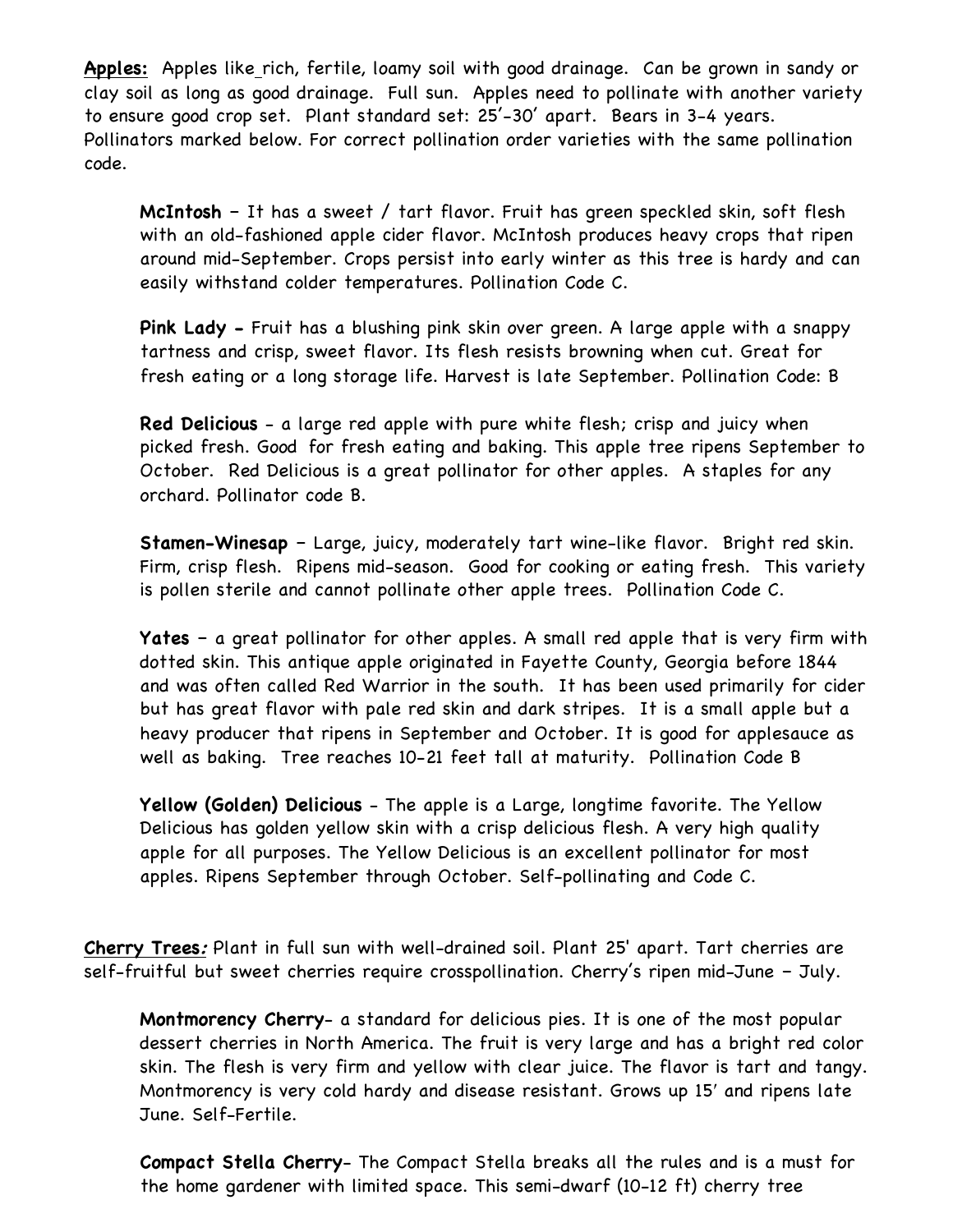**Apples:** Apples like rich, fertile, loamy soil with good drainage. Can be grown in sandy or clay soil as long as good drainage. Full sun. Apples need to pollinate with another variety to ensure good crop set. Plant standard set: 25'-30' apart. Bears in 3-4 years. Pollinators marked below. For correct pollination order varieties with the same pollination code.

> **McIntosh** – It has a sweet / tart flavor. Fruit has green speckled skin, soft flesh with an old-fashioned apple cider flavor. McIntosh produces heavy crops that ripen around mid-September. Crops persist into early winter as this tree is hardy and can easily withstand colder temperatures. Pollination Code C.
>
> **Pink Lady -** Fruit has a blushing pink skin over green. A large apple with a snappy tartness and crisp, sweet flavor. Its flesh resists browning when cut. Great for fresh eating or a long storage life. Harvest is late September. Pollination Code: B
>
> **Red Delicious** - a large red apple with pure white flesh; crisp and juicy when picked fresh. Good for fresh eating and baking. This apple tree ripens September to October. Red Delicious is a great pollinator for other apples. A staples for any orchard. Pollinator code B.
>
> **Stamen-Winesap** – Large, juicy, moderately tart wine-like flavor. Bright red skin. Firm, crisp flesh. Ripens mid-season. Good for cooking or eating fresh. This variety is pollen sterile and cannot pollinate other apple trees. Pollination Code C.
>
> **Yates** – a great pollinator for other apples. A small red apple that is very firm with dotted skin. This antique apple originated in Fayette County, Georgia before 1844 and was often called Red Warrior in the south. It has been used primarily for cider but has great flavor with pale red skin and dark stripes. It is a small apple but a heavy producer that ripens in September and October. It is good for applesauce as well as baking. Tree reaches 10-21 feet tall at maturity. Pollination Code B
>
> **Yellow (Golden) Delicious** - The apple is a Large, longtime favorite. The Yellow Delicious has golden yellow skin with a crisp delicious flesh. A very high quality apple for all purposes. The Yellow Delicious is an excellent pollinator for most apples. Ripens September through October. Self-pollinating and Code C.

**Cherry Trees:** Plant in full sun with well-drained soil. Plant 25' apart. Tart cherries are self-fruitful but sweet cherries require crosspollination. Cherry's ripen mid-June – July.

> **Montmorency Cherry**- a standard for delicious pies. It is one of the most popular dessert cherries in North America. The fruit is very large and has a bright red color skin. The flesh is very firm and yellow with clear juice. The flavor is tart and tangy. Montmorency is very cold hardy and disease resistant. Grows up 15' and ripens late June. Self-Fertile.
>
> **Compact Stella Cherry**- The Compact Stella breaks all the rules and is a must for the home gardener with limited space. This semi-dwarf (10-12 ft) cherry tree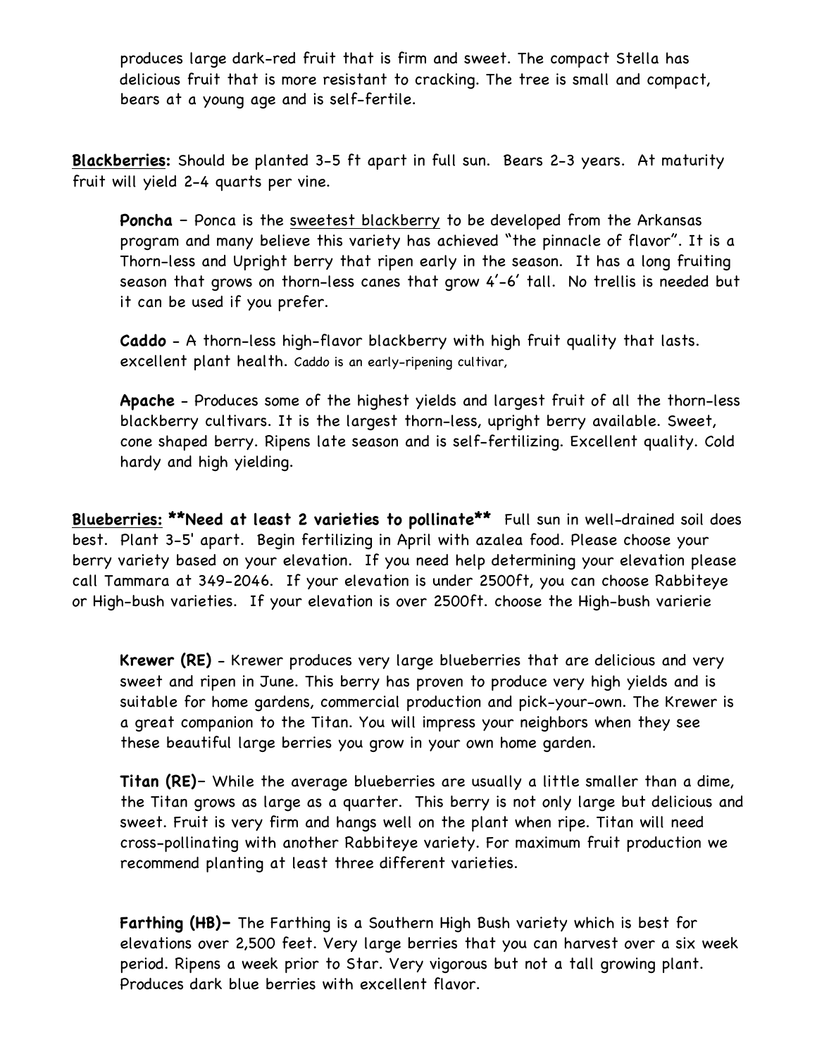produces large dark-red fruit that is firm and sweet. The compact Stella has delicious fruit that is more resistant to cracking. The tree is small and compact, bears at a young age and is self-fertile.

**Blackberries:** Should be planted 3-5 ft apart in full sun. Bears 2-3 years. At maturity fruit will yield 2-4 quarts per vine.

**Poncha** – Ponca is the sweetest blackberry to be developed from the Arkansas program and many believe this variety has achieved "the pinnacle of flavor". It is a Thorn-less and Upright berry that ripen early in the season. It has a long fruiting season that grows on thorn-less canes that grow 4'-6' tall. No trellis is needed but it can be used if you prefer.

**Caddo** - A thorn-less high-flavor blackberry with high fruit quality that lasts. excellent plant health. Caddo is an early-ripening cultivar,

**Apache** - Produces some of the highest yields and largest fruit of all the thorn-less blackberry cultivars. It is the largest thorn-less, upright berry available. Sweet, cone shaped berry. Ripens late season and is self-fertilizing. Excellent quality. Cold hardy and high yielding.

**Blueberries:** **Need at least 2 varieties to pollinate** Full sun in well-drained soil does best. Plant 3-5' apart. Begin fertilizing in April with azalea food. Please choose your berry variety based on your elevation. If you need help determining your elevation please call Tammara at 349-2046. If your elevation is under 2500ft, you can choose Rabbiteye or High-bush varieties. If your elevation is over 2500ft. choose the High-bush varierie

**Krewer (RE)** - Krewer produces very large blueberries that are delicious and very sweet and ripen in June. This berry has proven to produce very high yields and is suitable for home gardens, commercial production and pick-your-own. The Krewer is a great companion to the Titan. You will impress your neighbors when they see these beautiful large berries you grow in your own home garden.

**Titan (RE)**– While the average blueberries are usually a little smaller than a dime, the Titan grows as large as a quarter. This berry is not only large but delicious and sweet. Fruit is very firm and hangs well on the plant when ripe. Titan will need cross-pollinating with another Rabbiteye variety. For maximum fruit production we recommend planting at least three different varieties.

**Farthing (HB)–** The Farthing is a Southern High Bush variety which is best for elevations over 2,500 feet. Very large berries that you can harvest over a six week period. Ripens a week prior to Star. Very vigorous but not a tall growing plant. Produces dark blue berries with excellent flavor.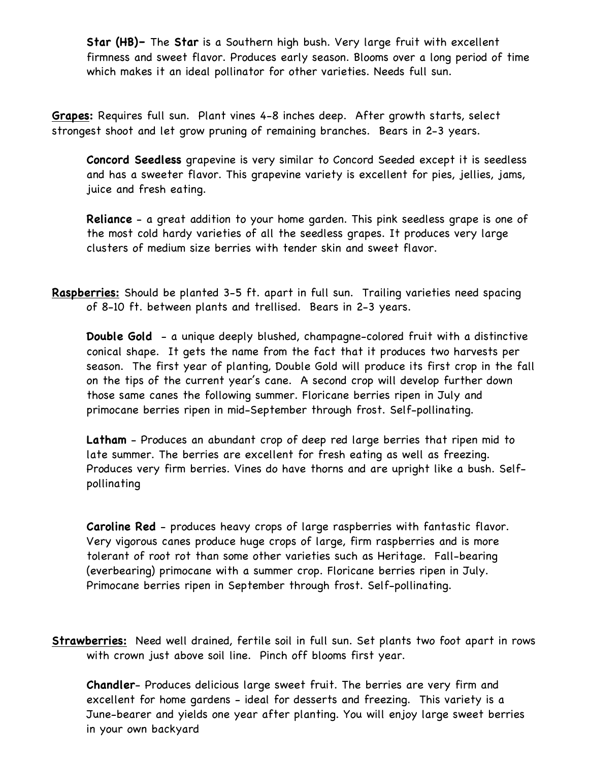**Star (HB)–** The **Star** is a Southern high bush. Very large fruit with excellent firmness and sweet flavor. Produces early season. Blooms over a long period of time which makes it an ideal pollinator for other varieties. Needs full sun.

**Grapes:** Requires full sun. Plant vines 4-8 inches deep. After growth starts, select strongest shoot and let grow pruning of remaining branches. Bears in 2-3 years.

**Concord Seedless** grapevine is very similar to Concord Seeded except it is seedless and has a sweeter flavor. This grapevine variety is excellent for pies, jellies, jams, juice and fresh eating.

**Reliance** - a great addition to your home garden. This pink seedless grape is one of the most cold hardy varieties of all the seedless grapes. It produces very large clusters of medium size berries with tender skin and sweet flavor.

**Raspberries:** Should be planted 3-5 ft. apart in full sun. Trailing varieties need spacing of 8-10 ft. between plants and trellised. Bears in 2-3 years.

**Double Gold** - a unique deeply blushed, champagne-colored fruit with a distinctive conical shape. It gets the name from the fact that it produces two harvests per season. The first year of planting, Double Gold will produce its first crop in the fall on the tips of the current year's cane. A second crop will develop further down those same canes the following summer. Floricane berries ripen in July and primocane berries ripen in mid-September through frost. Self-pollinating.

**Latham** - Produces an abundant crop of deep red large berries that ripen mid to late summer. The berries are excellent for fresh eating as well as freezing. Produces very firm berries. Vines do have thorns and are upright like a bush. Self-pollinating

**Caroline Red** - produces heavy crops of large raspberries with fantastic flavor. Very vigorous canes produce huge crops of large, firm raspberries and is more tolerant of root rot than some other varieties such as Heritage. Fall-bearing (everbearing) primocane with a summer crop. Floricane berries ripen in July. Primocane berries ripen in September through frost. Self-pollinating.

**Strawberries:** Need well drained, fertile soil in full sun. Set plants two foot apart in rows with crown just above soil line. Pinch off blooms first year.

**Chandler**- Produces delicious large sweet fruit. The berries are very firm and excellent for home gardens - ideal for desserts and freezing. This variety is a June-bearer and yields one year after planting. You will enjoy large sweet berries in your own backyard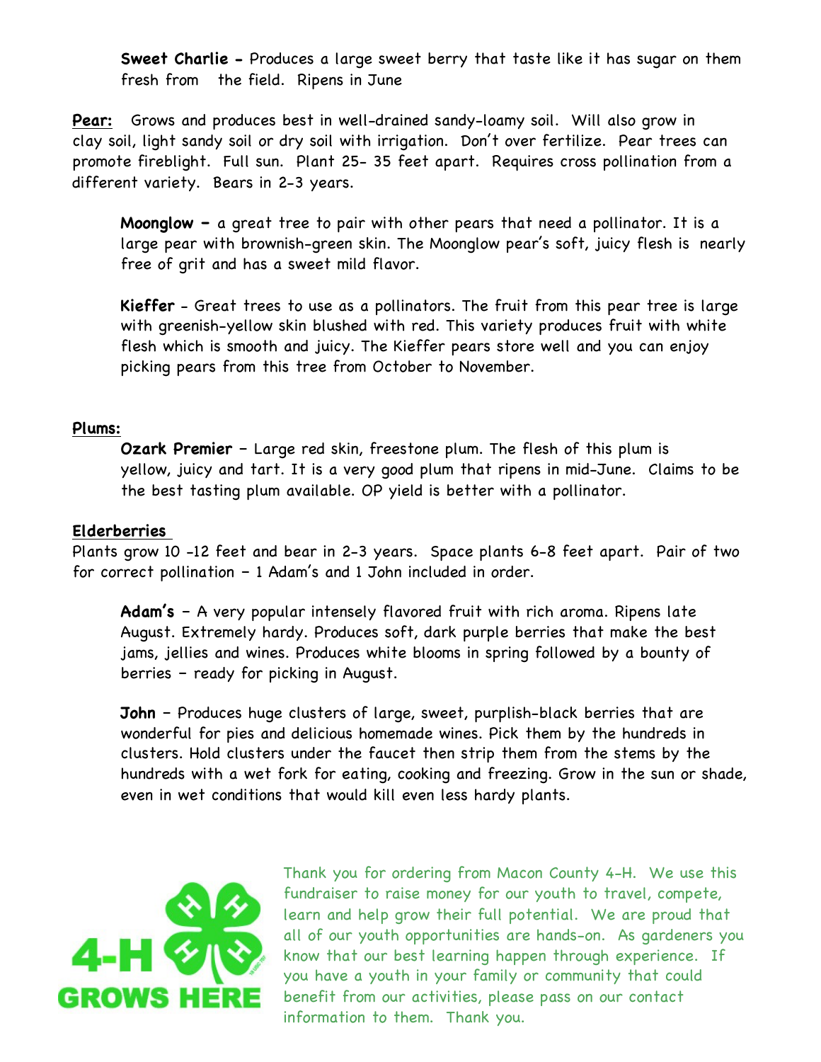**Sweet Charlie -** Produces a large sweet berry that taste like it has sugar on them fresh from the field. Ripens in June

**Pear:** Grows and produces best in well-drained sandy-loamy soil. Will also grow in clay soil, light sandy soil or dry soil with irrigation. Don't over fertilize. Pear trees can promote fireblight. Full sun. Plant 25- 35 feet apart. Requires cross pollination from a different variety. Bears in 2-3 years.

**Moonglow –** a great tree to pair with other pears that need a pollinator. It is a large pear with brownish-green skin. The Moonglow pear's soft, juicy flesh is nearly free of grit and has a sweet mild flavor.

**Kieffer** - Great trees to use as a pollinators. The fruit from this pear tree is large with greenish-yellow skin blushed with red. This variety produces fruit with white flesh which is smooth and juicy. The Kieffer pears store well and you can enjoy picking pears from this tree from October to November.

**Plums:**

**Ozark Premier** – Large red skin, freestone plum. The flesh of this plum is yellow, juicy and tart. It is a very good plum that ripens in mid-June. Claims to be the best tasting plum available. OP yield is better with a pollinator.

**Elderberries**

Plants grow 10 -12 feet and bear in 2-3 years. Space plants 6-8 feet apart. Pair of two for correct pollination – 1 Adam's and 1 John included in order.

**Adam's** – A very popular intensely flavored fruit with rich aroma. Ripens late August. Extremely hardy. Produces soft, dark purple berries that make the best jams, jellies and wines. Produces white blooms in spring followed by a bounty of berries – ready for picking in August.

**John** – Produces huge clusters of large, sweet, purplish-black berries that are wonderful for pies and delicious homemade wines. Pick them by the hundreds in clusters. Hold clusters under the faucet then strip them from the stems by the hundreds with a wet fork for eating, cooking and freezing. Grow in the sun or shade, even in wet conditions that would kill even less hardy plants.

4-H GROWS HERE

Thank you for ordering from Macon County 4-H. We use this fundraiser to raise money for our youth to travel, compete, learn and help grow their full potential. We are proud that all of our youth opportunities are hands-on. As gardeners you know that our best learning happen through experience. If you have a youth in your family or community that could benefit from our activities, please pass on our contact information to them. Thank you.